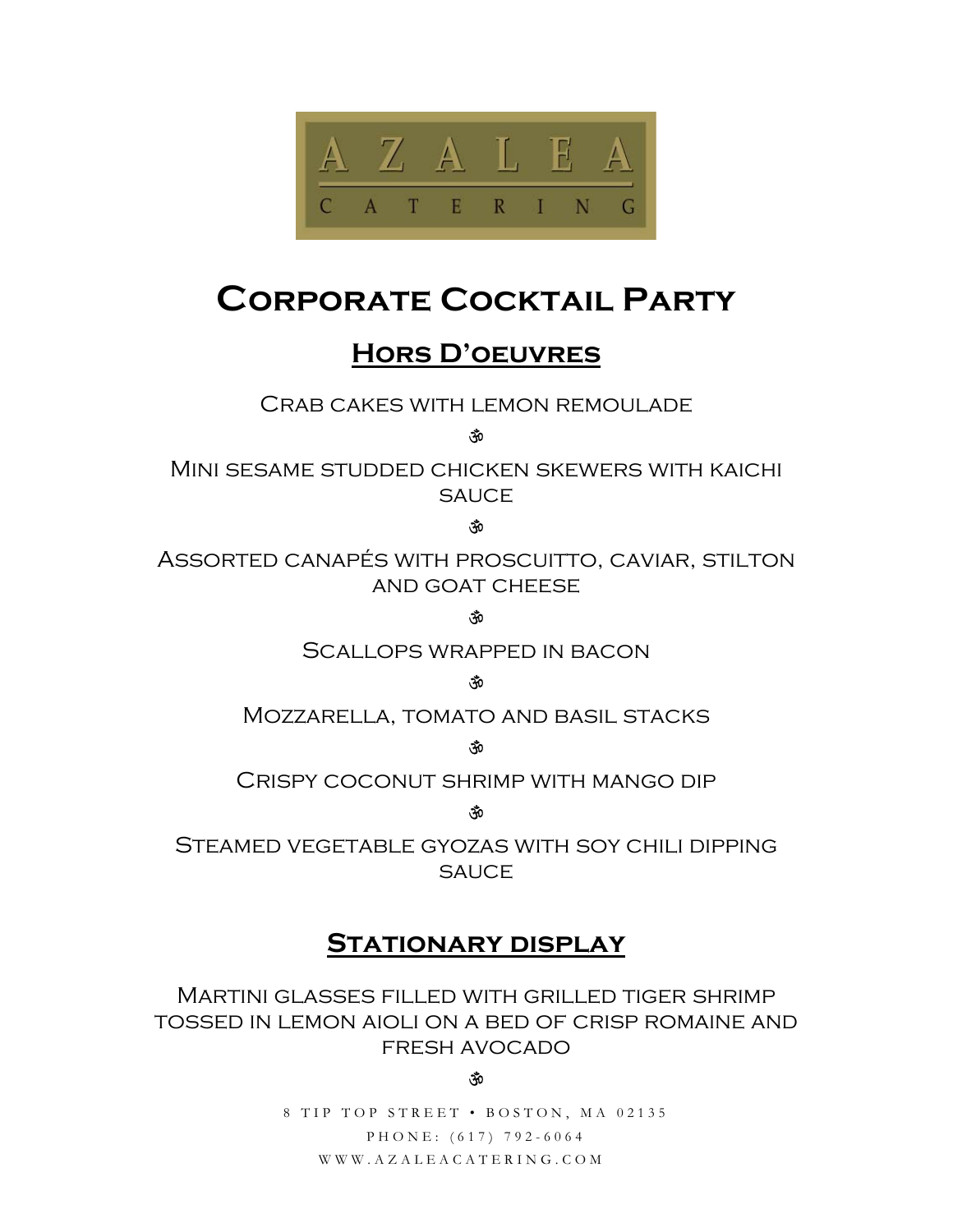# AZALEA CATERING

# Corporate Cocktail Party

## Hors D'oeuvres

Crab cakes with lemon remoulade

ॐ

Mini sesame studded chicken skewers with kaichi sauce

ॐ

Assorted canapés with proscuitto, caviar, stilton and goat cheese

ॐ

Scallops wrapped in bacon

ॐ

Mozzarella, tomato and basil stacks

ॐ

Crispy coconut shrimp with mango dip

ॐ

Steamed vegetable gyozas with soy chili dipping sauce

## Stationary display

Martini glasses filled with grilled tiger shrimp tossed in lemon aioli on a bed of crisp romaine and fresh avocado

ॐ

8 TIP TOP STREET • BOSTON, MA 02135
PHONE: (617) 792-6064
WWW.AZALEACATERING.COM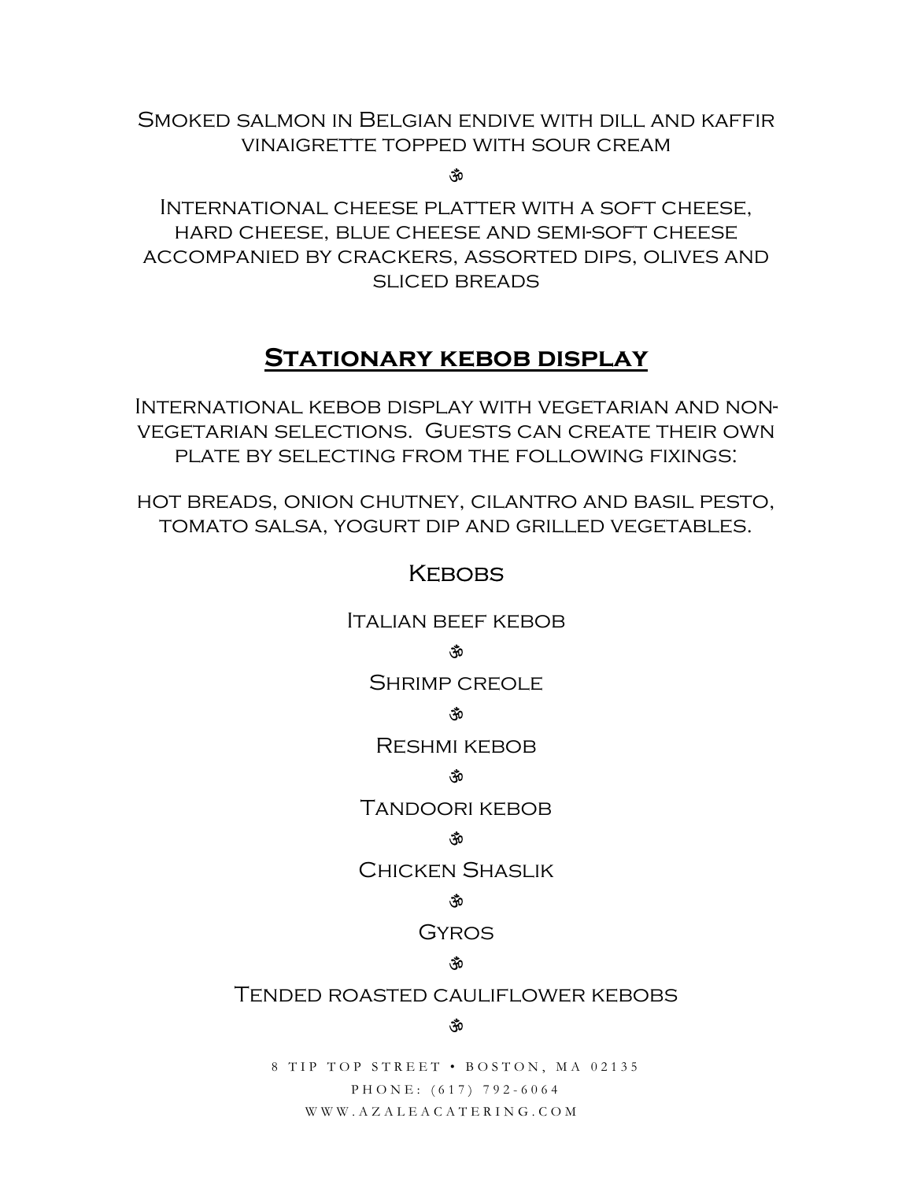Smoked salmon in Belgian endive with dill and kaffir vinaigrette topped with sour cream

ॐ

International cheese platter with a soft cheese, hard cheese, blue cheese and semi-soft cheese accompanied by crackers, assorted dips, olives and sliced breads

## Stationary kebob display

International kebob display with vegetarian and non-vegetarian selections. Guests can create their own plate by selecting from the following fixings:

hot breads, onion chutney, cilantro and basil pesto, tomato salsa, yogurt dip and grilled vegetables.

### Kebobs

Italian beef kebob

ॐ

Shrimp creole

ॐ

Reshmi kebob

ॐ

Tandoori kebob

ॐ

Chicken Shaslik

ॐ

Gyros

ॐ

Tended roasted cauliflower kebobs

ॐ

8 TIP TOP STREET • BOSTON, MA 02135
PHONE: (617) 792-6064
WWW.AZALEACATERING.COM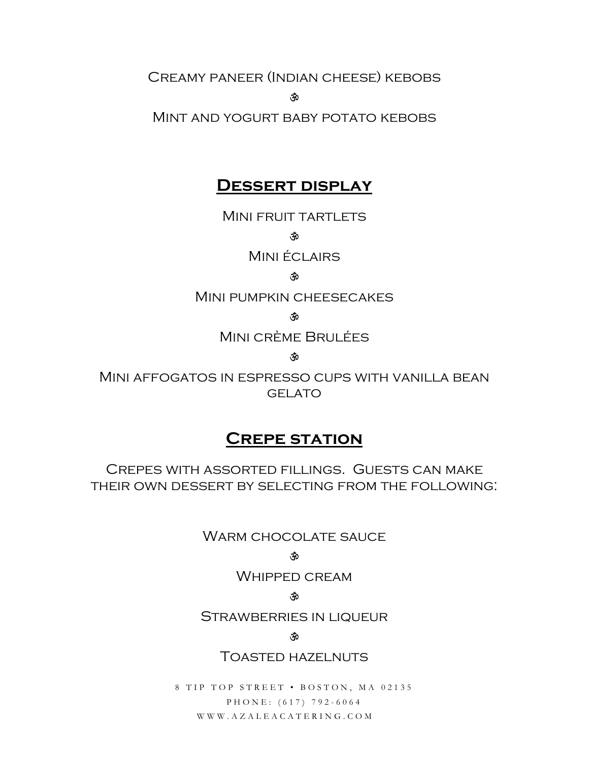Creamy paneer (Indian cheese) kebobs

ॐ

Mint and yogurt baby potato kebobs

## Dessert display

Mini fruit tartlets

ॐ

Mini éclairs

ॐ

Mini pumpkin cheesecakes

ॐ

Mini crème Brulées

ॐ

Mini affogatos in espresso cups with vanilla bean gelato

## Crepe station

Crepes with assorted fillings. Guests can make their own dessert by selecting from the following:

Warm chocolate sauce

ॐ

Whipped cream

ॐ

Strawberries in liqueur

ॐ

Toasted hazelnuts

8 TIP TOP STREET • BOSTON, MA 02135
PHONE: (617) 792-6064
WWW.AZALEACATERING.COM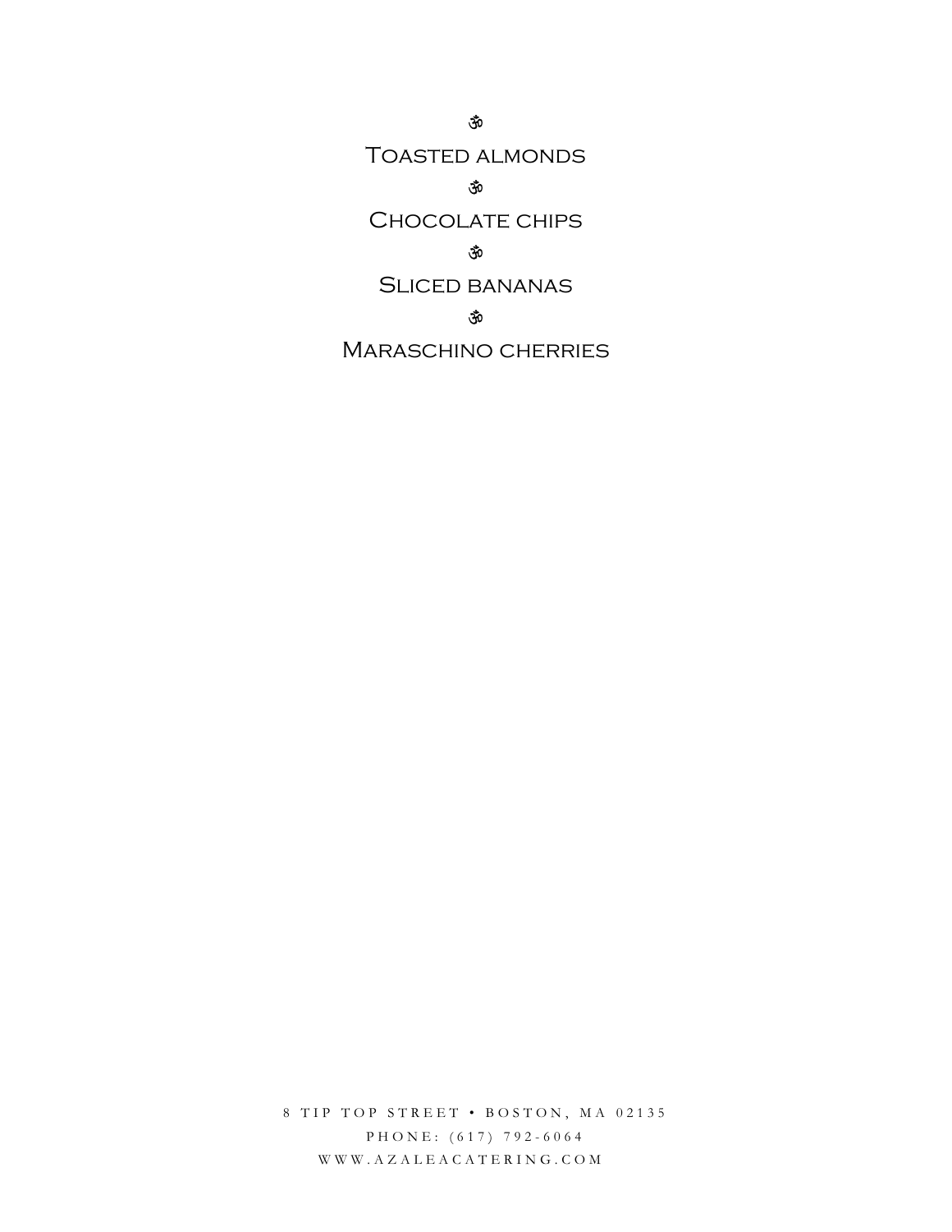ॐ

Toasted almonds

ॐ

Chocolate chips

ॐ

Sliced bananas

ॐ

Maraschino cherries